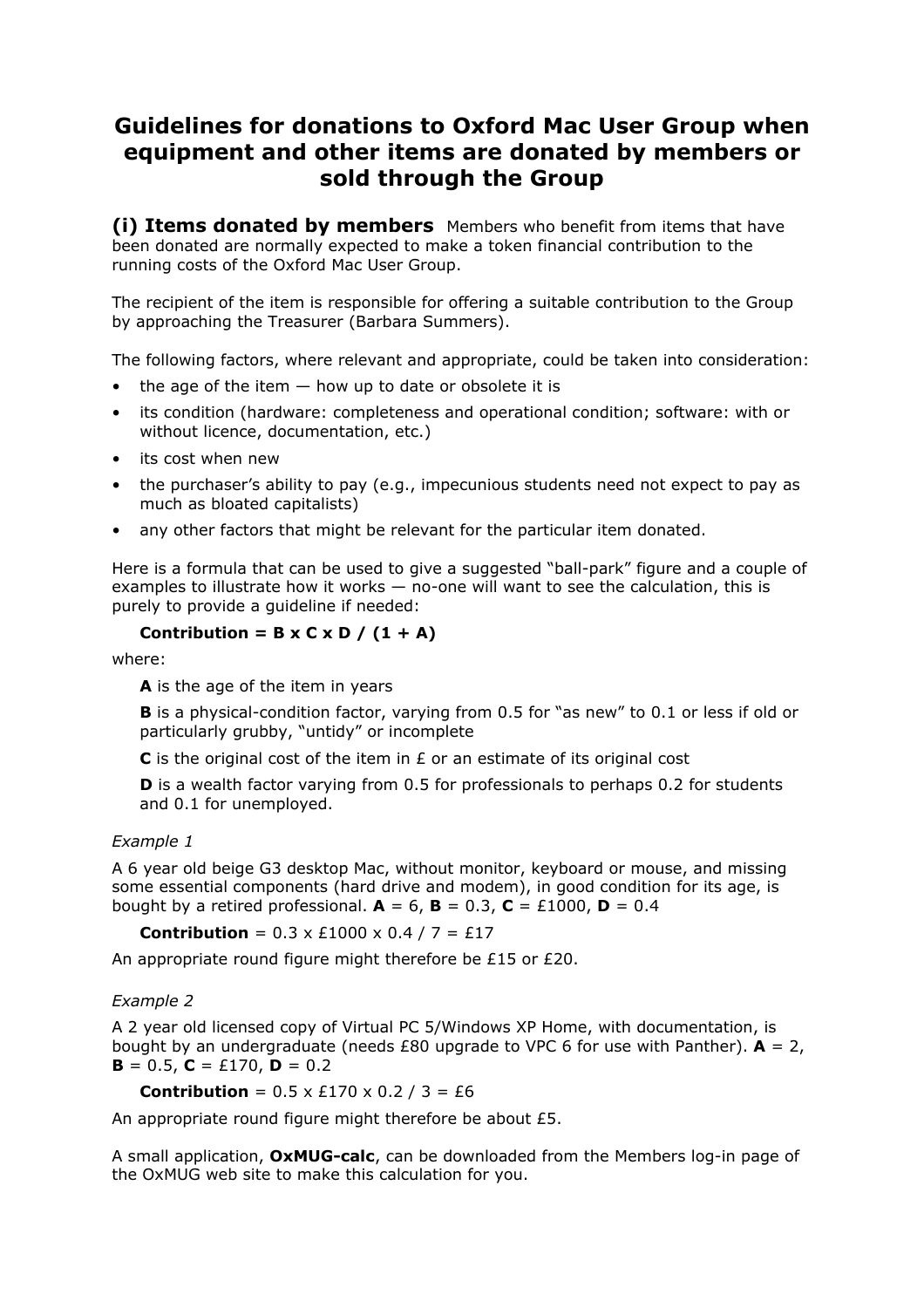# Guidelines for donations to Oxford Mac User Group when equipment and other items are donated by members or sold through the Group

## (i) Items donated by members

Members who benefit from items that have been donated are normally expected to make a token financial contribution to the running costs of the Oxford Mac User Group.

The recipient of the item is responsible for offering a suitable contribution to the Group by approaching the Treasurer (Barbara Summers).

The following factors, where relevant and appropriate, could be taken into consideration:

- the age of the item — how up to date or obsolete it is
- its condition (hardware: completeness and operational condition; software: with or without licence, documentation, etc.)
- its cost when new
- the purchaser's ability to pay (e.g., impecunious students need not expect to pay as much as bloated capitalists)
- any other factors that might be relevant for the particular item donated.

Here is a formula that can be used to give a suggested "ball-park" figure and a couple of examples to illustrate how it works — no-one will want to see the calculation, this is purely to provide a guideline if needed:

**Contribution = B x C x D / (1 + A)**

where:

**A** is the age of the item in years

**B** is a physical-condition factor, varying from 0.5 for "as new" to 0.1 or less if old or particularly grubby, "untidy" or incomplete

**C** is the original cost of the item in £ or an estimate of its original cost

**D** is a wealth factor varying from 0.5 for professionals to perhaps 0.2 for students and 0.1 for unemployed.

*Example 1*

A 6 year old beige G3 desktop Mac, without monitor, keyboard or mouse, and missing some essential components (hard drive and modem), in good condition for its age, is bought by a retired professional. **A** = 6, **B** = 0.3, **C** = £1000, **D** = 0.4

**Contribution** = 0.3 x £1000 x 0.4 / 7 = £17

An appropriate round figure might therefore be £15 or £20.

*Example 2*

A 2 year old licensed copy of Virtual PC 5/Windows XP Home, with documentation, is bought by an undergraduate (needs £80 upgrade to VPC 6 for use with Panther). **A** = 2, **B** = 0.5, **C** = £170, **D** = 0.2

**Contribution** = 0.5 x £170 x 0.2 / 3 = £6

An appropriate round figure might therefore be about £5.

A small application, **OxMUG-calc**, can be downloaded from the Members log-in page of the OxMUG web site to make this calculation for you.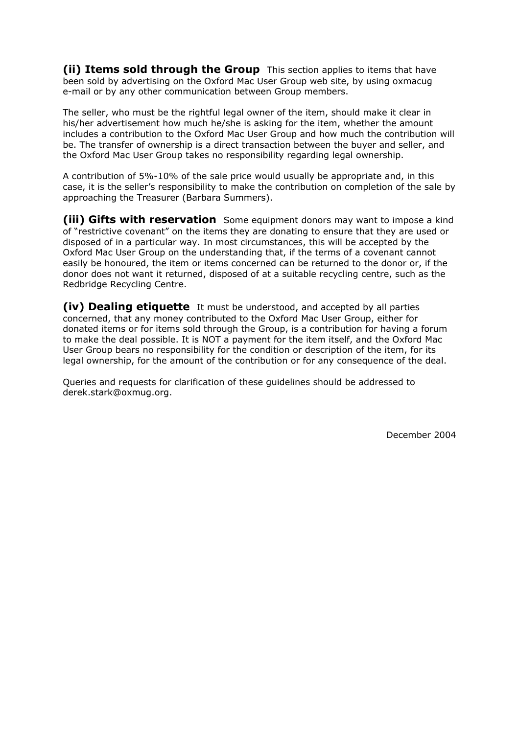**(ii) Items sold through the Group** This section applies to items that have been sold by advertising on the Oxford Mac User Group web site, by using oxmacug e-mail or by any other communication between Group members.

The seller, who must be the rightful legal owner of the item, should make it clear in his/her advertisement how much he/she is asking for the item, whether the amount includes a contribution to the Oxford Mac User Group and how much the contribution will be. The transfer of ownership is a direct transaction between the buyer and seller, and the Oxford Mac User Group takes no responsibility regarding legal ownership.

A contribution of 5%-10% of the sale price would usually be appropriate and, in this case, it is the seller's responsibility to make the contribution on completion of the sale by approaching the Treasurer (Barbara Summers).

**(iii) Gifts with reservation** Some equipment donors may want to impose a kind of "restrictive covenant" on the items they are donating to ensure that they are used or disposed of in a particular way. In most circumstances, this will be accepted by the Oxford Mac User Group on the understanding that, if the terms of a covenant cannot easily be honoured, the item or items concerned can be returned to the donor or, if the donor does not want it returned, disposed of at a suitable recycling centre, such as the Redbridge Recycling Centre.

**(iv) Dealing etiquette** It must be understood, and accepted by all parties concerned, that any money contributed to the Oxford Mac User Group, either for donated items or for items sold through the Group, is a contribution for having a forum to make the deal possible. It is NOT a payment for the item itself, and the Oxford Mac User Group bears no responsibility for the condition or description of the item, for its legal ownership, for the amount of the contribution or for any consequence of the deal.

Queries and requests for clarification of these guidelines should be addressed to derek.stark@oxmug.org.

December 2004